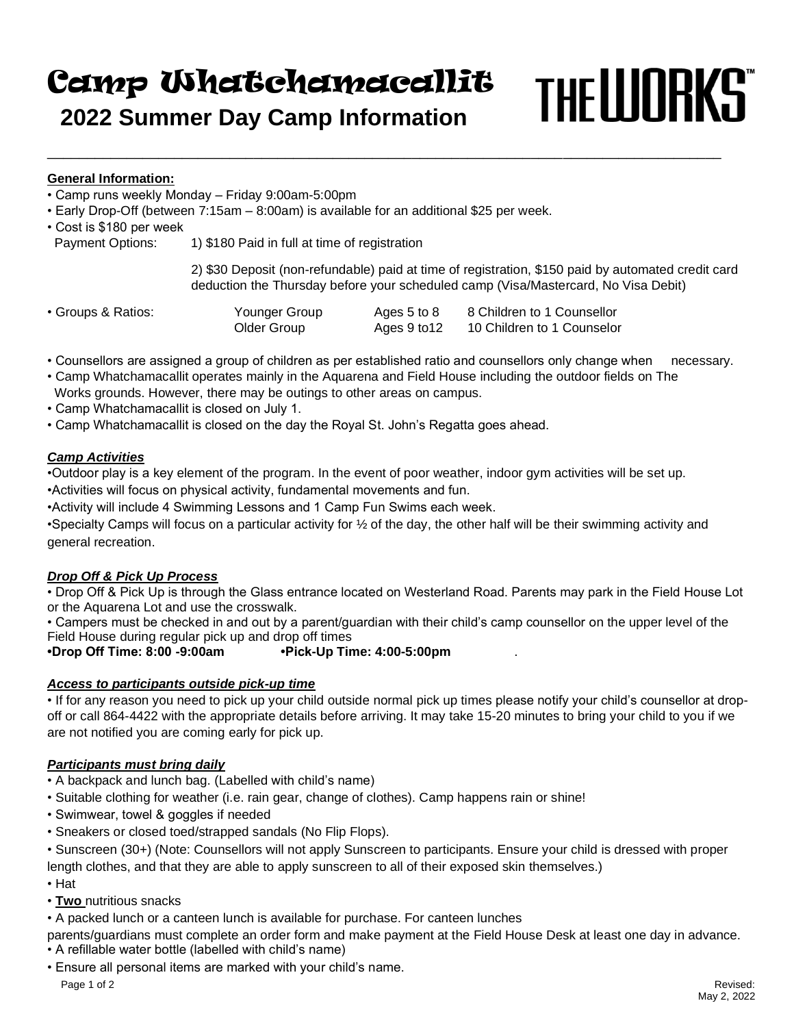# Camp Whatchamacallit

## 2022 Summer Day Camp Information

THE WORKS™

**General Information:**

- Camp runs weekly Monday – Friday 9:00am-5:00pm
- Early Drop-Off (between 7:15am – 8:00am) is available for an additional $25 per week.
- Cost is $180 per week

Payment Options: 1) $180 Paid in full at time of registration

2) $30 Deposit (non-refundable) paid at time of registration, $150 paid by automated credit card deduction the Thursday before your scheduled camp (Visa/Mastercard, No Visa Debit)

| • Groups & Ratios: | | | |
|---|---|---|---|
| | Younger Group | Ages 5 to 8 | 8 Children to 1 Counsellor |
| | Older Group | Ages 9 to12 | 10 Children to 1 Counselor |

- Counsellors are assigned a group of children as per established ratio and counsellors only change when necessary.
- Camp Whatchamacallit operates mainly in the Aquarena and Field House including the outdoor fields on The Works grounds. However, there may be outings to other areas on campus.
- Camp Whatchamacallit is closed on July 1.
- Camp Whatchamacallit is closed on the day the Royal St. John's Regatta goes ahead.

***Camp Activities***

- Outdoor play is a key element of the program. In the event of poor weather, indoor gym activities will be set up.
- Activities will focus on physical activity, fundamental movements and fun.
- Activity will include 4 Swimming Lessons and 1 Camp Fun Swims each week.
- Specialty Camps will focus on a particular activity for ½ of the day, the other half will be their swimming activity and general recreation.

***Drop Off & Pick Up Process***

- Drop Off & Pick Up is through the Glass entrance located on Westerland Road. Parents may park in the Field House Lot or the Aquarena Lot and use the crosswalk.
- Campers must be checked in and out by a parent/guardian with their child's camp counsellor on the upper level of the Field House during regular pick up and drop off times

**•Drop Off Time: 8:00 -9:00am** **•Pick-Up Time: 4:00-5:00pm**

***Access to participants outside pick-up time***

- If for any reason you need to pick up your child outside normal pick up times please notify your child's counsellor at drop-off or call 864-4422 with the appropriate details before arriving. It may take 15-20 minutes to bring your child to you if we are not notified you are coming early for pick up.

***Participants must bring daily***

- A backpack and lunch bag. (Labelled with child's name)
- Suitable clothing for weather (i.e. rain gear, change of clothes). Camp happens rain or shine!
- Swimwear, towel & goggles if needed
- Sneakers or closed toed/strapped sandals (No Flip Flops).
- Sunscreen (30+) (Note: Counsellors will not apply Sunscreen to participants. Ensure your child is dressed with proper length clothes, and that they are able to apply sunscreen to all of their exposed skin themselves.)
- Hat
- **Two** nutritious snacks
- A packed lunch or a canteen lunch is available for purchase. For canteen lunches parents/guardians must complete an order form and make payment at the Field House Desk at least one day in advance.
- A refillable water bottle (labelled with child's name)
- Ensure all personal items are marked with your child's name.

Revised: May 2, 2022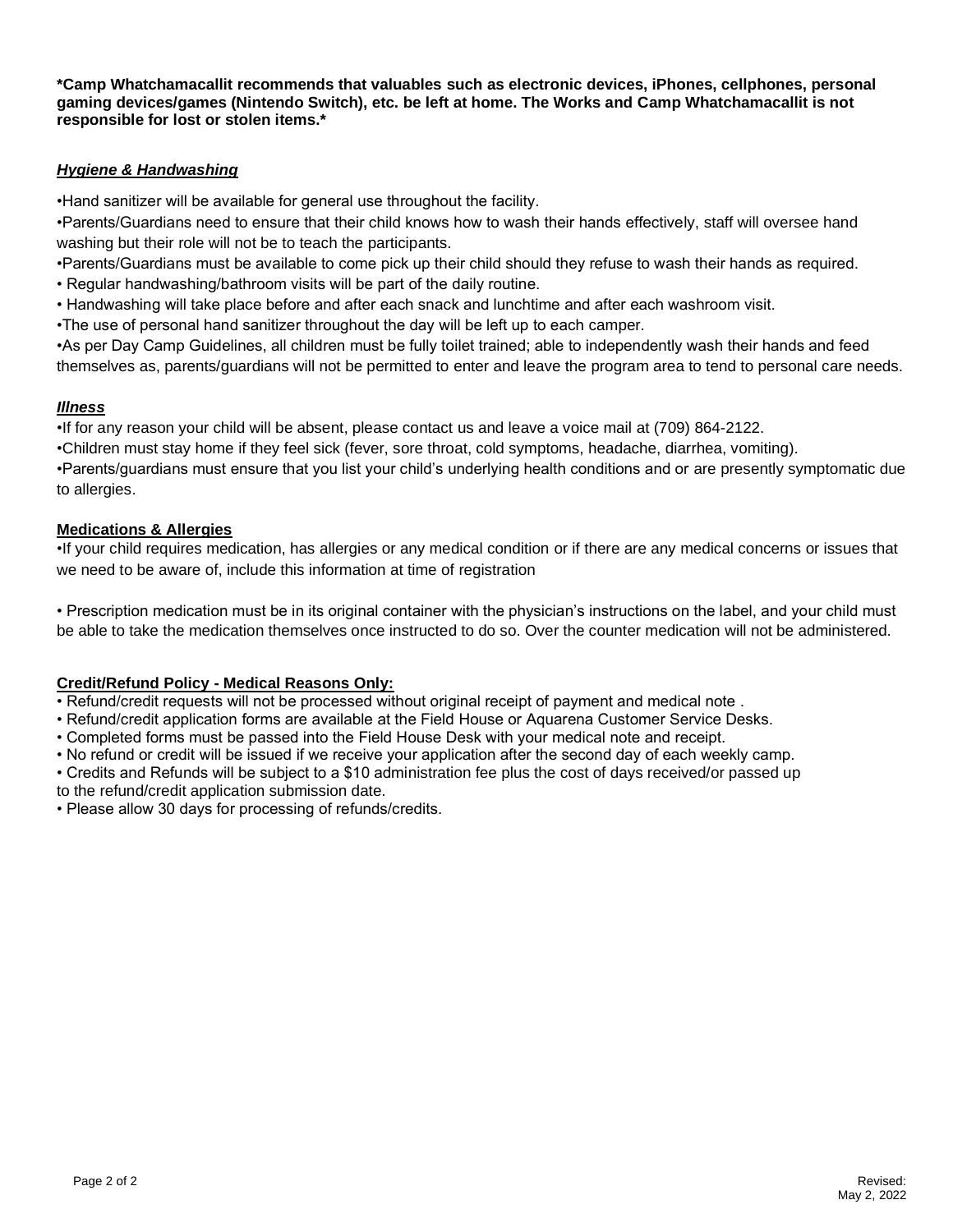**\*Camp Whatchamacallit recommends that valuables such as electronic devices, iPhones, cellphones, personal gaming devices/games (Nintendo Switch), etc. be left at home. The Works and Camp Whatchamacallit is not responsible for lost or stolen items.\***

***Hygiene & Handwashing***

•Hand sanitizer will be available for general use throughout the facility.
•Parents/Guardians need to ensure that their child knows how to wash their hands effectively, staff will oversee hand washing but their role will not be to teach the participants.
•Parents/Guardians must be available to come pick up their child should they refuse to wash their hands as required.
• Regular handwashing/bathroom visits will be part of the daily routine.
• Handwashing will take place before and after each snack and lunchtime and after each washroom visit.
•The use of personal hand sanitizer throughout the day will be left up to each camper.
•As per Day Camp Guidelines, all children must be fully toilet trained; able to independently wash their hands and feed themselves as, parents/guardians will not be permitted to enter and leave the program area to tend to personal care needs.

***Illness***

•If for any reason your child will be absent, please contact us and leave a voice mail at (709) 864-2122.
•Children must stay home if they feel sick (fever, sore throat, cold symptoms, headache, diarrhea, vomiting).
•Parents/guardians must ensure that you list your child's underlying health conditions and or are presently symptomatic due to allergies.

**Medications & Allergies**

•If your child requires medication, has allergies or any medical condition or if there are any medical concerns or issues that we need to be aware of, include this information at time of registration

• Prescription medication must be in its original container with the physician's instructions on the label, and your child must be able to take the medication themselves once instructed to do so. Over the counter medication will not be administered.

**Credit/Refund Policy - Medical Reasons Only:**

• Refund/credit requests will not be processed without original receipt of payment and medical note .
• Refund/credit application forms are available at the Field House or Aquarena Customer Service Desks.
• Completed forms must be passed into the Field House Desk with your medical note and receipt.
• No refund or credit will be issued if we receive your application after the second day of each weekly camp.
• Credits and Refunds will be subject to a $10 administration fee plus the cost of days received/or passed up to the refund/credit application submission date.
• Please allow 30 days for processing of refunds/credits.

Revised: May 2, 2022